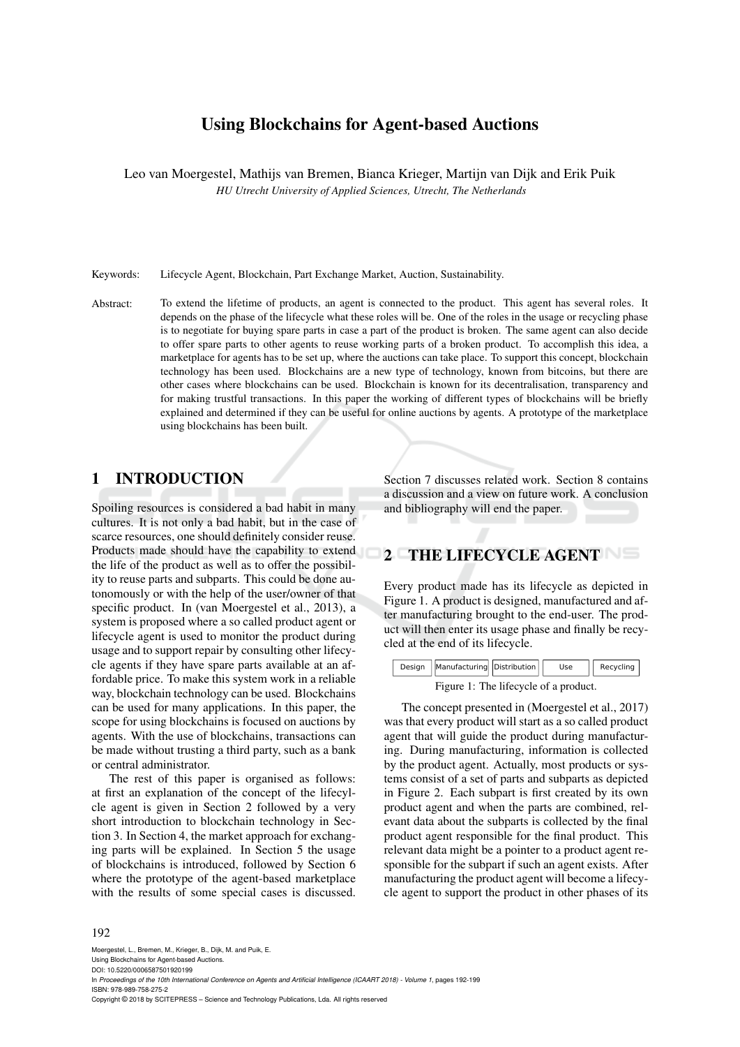# Using Blockchains for Agent-based Auctions

Leo van Moergestel, Mathijs van Bremen, Bianca Krieger, Martijn van Dijk and Erik Puik

*HU Utrecht University of Applied Sciences, Utrecht, The Netherlands*

Keywords: Lifecycle Agent, Blockchain, Part Exchange Market, Auction, Sustainability.

Abstract: To extend the lifetime of products, an agent is connected to the product. This agent has several roles. It depends on the phase of the lifecycle what these roles will be. One of the roles in the usage or recycling phase is to negotiate for buying spare parts in case a part of the product is broken. The same agent can also decide to offer spare parts to other agents to reuse working parts of a broken product. To accomplish this idea, a marketplace for agents has to be set up, where the auctions can take place. To support this concept, blockchain technology has been used. Blockchains are a new type of technology, known from bitcoins, but there are other cases where blockchains can be used. Blockchain is known for its decentralisation, transparency and for making trustful transactions. In this paper the working of different types of blockchains will be briefly explained and determined if they can be useful for online auctions by agents. A prototype of the marketplace using blockchains has been built.

## 1 INTRODUCTION

Spoiling resources is considered a bad habit in many cultures. It is not only a bad habit, but in the case of scarce resources, one should definitely consider reuse. Products made should have the capability to extend the life of the product as well as to offer the possibility to reuse parts and subparts. This could be done autonomously or with the help of the user/owner of that specific product. In (van Moergestel et al., 2013), a system is proposed where a so called product agent or lifecycle agent is used to monitor the product during usage and to support repair by consulting other lifecycle agents if they have spare parts available at an affordable price. To make this system work in a reliable way, blockchain technology can be used. Blockchains can be used for many applications. In this paper, the scope for using blockchains is focused on auctions by agents. With the use of blockchains, transactions can be made without trusting a third party, such as a bank or central administrator.

The rest of this paper is organised as follows: at first an explanation of the concept of the lifecycle agent is given in Section 2 followed by a very short introduction to blockchain technology in Section 3. In Section 4, the market approach for exchanging parts will be explained. In Section 5 the usage of blockchains is introduced, followed by Section 6 where the prototype of the agent-based marketplace with the results of some special cases is discussed. Section 7 discusses related work. Section 8 contains a discussion and a view on future work. A conclusion and bibliography will end the paper.

## 2 THE LIFECYCLE AGENT

Every product made has its lifecycle as depicted in Figure 1. A product is designed, manufactured and after manufacturing brought to the end-user. The product will then enter its usage phase and finally be recycled at the end of its lifecycle.

| Design | Manufacturing | Distribution | Use | Recycling |
|---|---|---|---|---|

Figure 1: The lifecycle of a product.

The concept presented in (Moergestel et al., 2017) was that every product will start as a so called product agent that will guide the product during manufacturing. During manufacturing, information is collected by the product agent. Actually, most products or systems consist of a set of parts and subparts as depicted in Figure 2. Each subpart is first created by its own product agent and when the parts are combined, relevant data about the subparts is collected by the final product agent responsible for the final product. This relevant data might be a pointer to a product agent responsible for the subpart if such an agent exists. After manufacturing the product agent will become a lifecycle agent to support the product in other phases of its

Moergestel, L., Bremen, M., Krieger, B., Dijk, M. and Puik, E.
Using Blockchains for Agent-based Auctions.
DOI: 10.5220/0006587501920199
In *Proceedings of the 10th International Conference on Agents and Artificial Intelligence (ICAART 2018) - Volume 1*, pages 192-199
ISBN: 978-989-758-275-2
Copyright © 2018 by SCITEPRESS – Science and Technology Publications, Lda. All rights reserved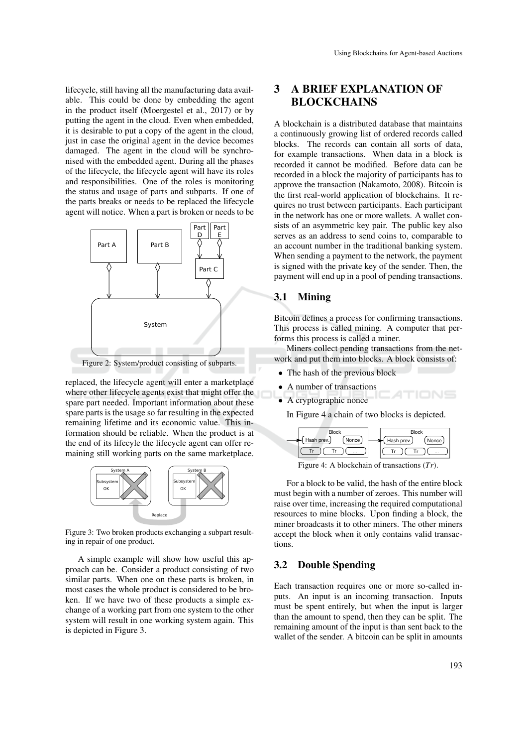lifecycle, still having all the manufacturing data available. This could be done by embedding the agent in the product itself (Moergestel et al., 2017) or by putting the agent in the cloud. Even when embedded, it is desirable to put a copy of the agent in the cloud, just in case the original agent in the device becomes damaged. The agent in the cloud will be synchronised with the embedded agent. During all the phases of the lifecycle, the lifecycle agent will have its roles and responsibilities. One of the roles is monitoring the status and usage of parts and subparts. If one of the parts breaks or needs to be replaced the lifecycle agent will notice. When a part is broken or needs to be replaced, the lifecycle agent will enter a marketplace where other lifecycle agents exist that might offer the spare part needed. Important information about these spare parts is the usage so far resulting in the expected remaining lifetime and its economic value. This information should be reliable. When the product is at the end of its lifecyle the lifecycle agent can offer remaining still working parts on the same marketplace.

Figure 2: System/product consisting of subparts.

Figure 3: Two broken products exchanging a subpart resulting in repair of one product.

A simple example will show how useful this approach can be. Consider a product consisting of two similar parts. When one on these parts is broken, in most cases the whole product is considered to be broken. If we have two of these products a simple exchange of a working part from one system to the other system will result in one working system again. This is depicted in Figure 3.

# 3 A BRIEF EXPLANATION OF BLOCKCHAINS

A blockchain is a distributed database that maintains a continuously growing list of ordered records called blocks. The records can contain all sorts of data, for example transactions. When data in a block is recorded it cannot be modified. Before data can be recorded in a block the majority of participants has to approve the transaction (Nakamoto, 2008). Bitcoin is the first real-world application of blockchains. It requires no trust between participants. Each participant in the network has one or more wallets. A wallet consists of an asymmetric key pair. The public key also serves as an address to send coins to, comparable to an account number in the traditional banking system. When sending a payment to the network, the payment is signed with the private key of the sender. Then, the payment will end up in a pool of pending transactions.

## 3.1 Mining

Bitcoin defines a process for confirming transactions. This process is called mining. A computer that performs this process is called a miner.

Miners collect pending transactions from the network and put them into blocks. A block consists of:

- The hash of the previous block
- A number of transactions
- A cryptographic nonce

In Figure 4 a chain of two blocks is depicted.

Figure 4: A blockchain of transactions ($Tr$).

For a block to be valid, the hash of the entire block must begin with a number of zeroes. This number will raise over time, increasing the required computational resources to mine blocks. Upon finding a block, the miner broadcasts it to other miners. The other miners accept the block when it only contains valid transactions.

## 3.2 Double Spending

Each transaction requires one or more so-called inputs. An input is an incoming transaction. Inputs must be spent entirely, but when the input is larger than the amount to spend, then they can be split. The remaining amount of the input is than sent back to the wallet of the sender. A bitcoin can be split in amounts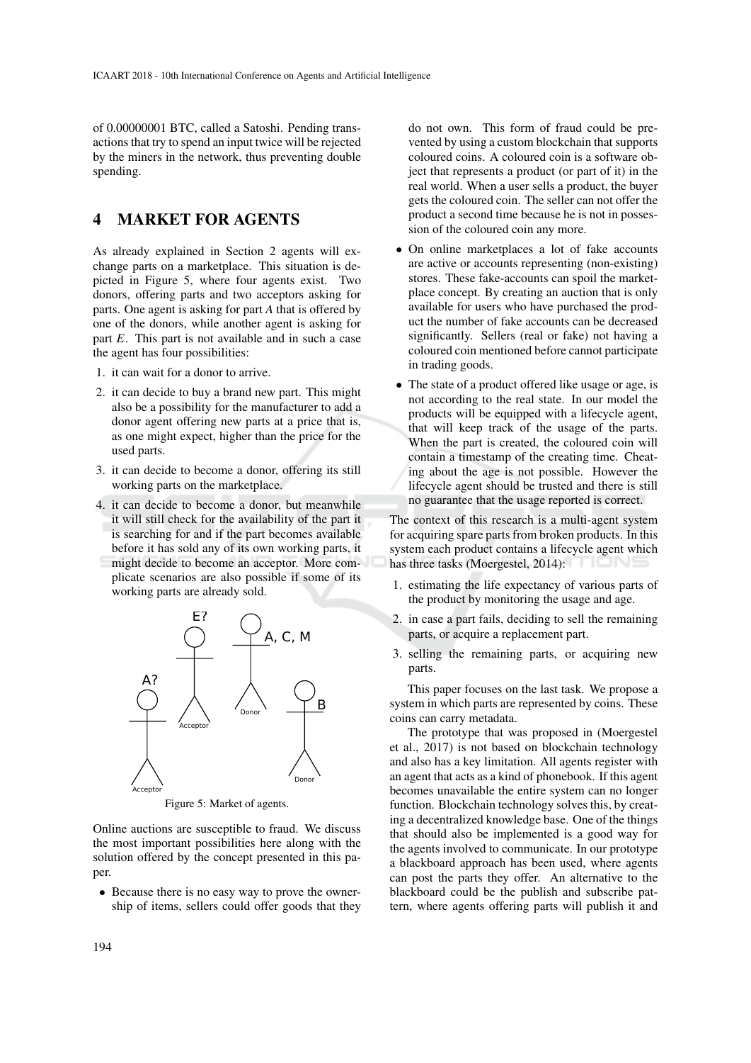of 0.00000001 BTC, called a Satoshi. Pending transactions that try to spend an input twice will be rejected by the miners in the network, thus preventing double spending.

## 4 MARKET FOR AGENTS

As already explained in Section 2 agents will exchange parts on a marketplace. This situation is depicted in Figure 5, where four agents exist. Two donors, offering parts and two acceptors asking for parts. One agent is asking for part *A* that is offered by one of the donors, while another agent is asking for part *E*. This part is not available and in such a case the agent has four possibilities:

1. it can wait for a donor to arrive.
2. it can decide to buy a brand new part. This might also be a possibility for the manufacturer to add a donor agent offering new parts at a price that is, as one might expect, higher than the price for the used parts.
3. it can decide to become a donor, offering its still working parts on the marketplace.
4. it can decide to become a donor, but meanwhile it will still check for the availability of the part it is searching for and if the part becomes available before it has sold any of its own working parts, it might decide to become an acceptor. More complicate scenarios are also possible if some of its working parts are already sold.

Figure 5: Market of agents.

Online auctions are susceptible to fraud. We discuss the most important possibilities here along with the solution offered by the concept presented in this paper.

- Because there is no easy way to prove the ownership of items, sellers could offer goods that they do not own. This form of fraud could be prevented by using a custom blockchain that supports coloured coins. A coloured coin is a software object that represents a product (or part of it) in the real world. When a user sells a product, the buyer gets the coloured coin. The seller can not offer the product a second time because he is not in possession of the coloured coin any more.
- On online marketplaces a lot of fake accounts are active or accounts representing (non-existing) stores. These fake-accounts can spoil the marketplace concept. By creating an auction that is only available for users who have purchased the product the number of fake accounts can be decreased significantly. Sellers (real or fake) not having a coloured coin mentioned before cannot participate in trading goods.
- The state of a product offered like usage or age, is not according to the real state. In our model the products will be equipped with a lifecycle agent, that will keep track of the usage of the parts. When the part is created, the coloured coin will contain a timestamp of the creating time. Cheating about the age is not possible. However the lifecycle agent should be trusted and there is still no guarantee that the usage reported is correct.

The context of this research is a multi-agent system for acquiring spare parts from broken products. In this system each product contains a lifecycle agent which has three tasks (Moergestel, 2014):

1. estimating the life expectancy of various parts of the product by monitoring the usage and age.
2. in case a part fails, deciding to sell the remaining parts, or acquire a replacement part.
3. selling the remaining parts, or acquiring new parts.

This paper focuses on the last task. We propose a system in which parts are represented by coins. These coins can carry metadata.

The prototype that was proposed in (Moergestel et al., 2017) is not based on blockchain technology and also has a key limitation. All agents register with an agent that acts as a kind of phonebook. If this agent becomes unavailable the entire system can no longer function. Blockchain technology solves this, by creating a decentralized knowledge base. One of the things that should also be implemented is a good way for the agents involved to communicate. In our prototype a blackboard approach has been used, where agents can post the parts they offer. An alternative to the blackboard could be the publish and subscribe pattern, where agents offering parts will publish it and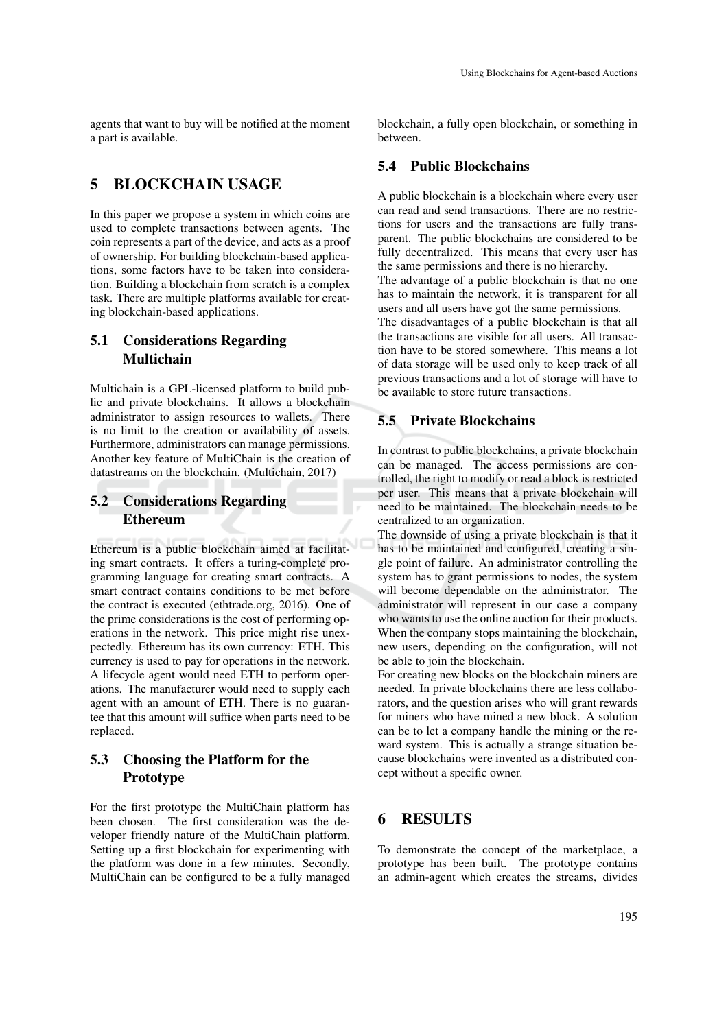agents that want to buy will be notified at the moment a part is available.

## 5 BLOCKCHAIN USAGE

In this paper we propose a system in which coins are used to complete transactions between agents. The coin represents a part of the device, and acts as a proof of ownership. For building blockchain-based applications, some factors have to be taken into consideration. Building a blockchain from scratch is a complex task. There are multiple platforms available for creating blockchain-based applications.

### 5.1 Considerations Regarding Multichain

Multichain is a GPL-licensed platform to build public and private blockchains. It allows a blockchain administrator to assign resources to wallets. There is no limit to the creation or availability of assets. Furthermore, administrators can manage permissions. Another key feature of MultiChain is the creation of datastreams on the blockchain. (Multichain, 2017)

### 5.2 Considerations Regarding Ethereum

Ethereum is a public blockchain aimed at facilitating smart contracts. It offers a turing-complete programming language for creating smart contracts. A smart contract contains conditions to be met before the contract is executed (ethtrade.org, 2016). One of the prime considerations is the cost of performing operations in the network. This price might rise unexpectedly. Ethereum has its own currency: ETH. This currency is used to pay for operations in the network. A lifecycle agent would need ETH to perform operations. The manufacturer would need to supply each agent with an amount of ETH. There is no guarantee that this amount will suffice when parts need to be replaced.

### 5.3 Choosing the Platform for the Prototype

For the first prototype the MultiChain platform has been chosen. The first consideration was the developer friendly nature of the MultiChain platform. Setting up a first blockchain for experimenting with the platform was done in a few minutes. Secondly, MultiChain can be configured to be a fully managed blockchain, a fully open blockchain, or something in between.

### 5.4 Public Blockchains

A public blockchain is a blockchain where every user can read and send transactions. There are no restrictions for users and the transactions are fully transparent. The public blockchains are considered to be fully decentralized. This means that every user has the same permissions and there is no hierarchy.
The advantage of a public blockchain is that no one has to maintain the network, it is transparent for all users and all users have got the same permissions.
The disadvantages of a public blockchain is that all the transactions are visible for all users. All transaction have to be stored somewhere. This means a lot of data storage will be used only to keep track of all previous transactions and a lot of storage will have to be available to store future transactions.

### 5.5 Private Blockchains

In contrast to public blockchains, a private blockchain can be managed. The access permissions are controlled, the right to modify or read a block is restricted per user. This means that a private blockchain will need to be maintained. The blockchain needs to be centralized to an organization.
The downside of using a private blockchain is that it has to be maintained and configured, creating a single point of failure. An administrator controlling the system has to grant permissions to nodes, the system will become dependable on the administrator. The administrator will represent in our case a company who wants to use the online auction for their products. When the company stops maintaining the blockchain, new users, depending on the configuration, will not be able to join the blockchain.
For creating new blocks on the blockchain miners are needed. In private blockchains there are less collaborators, and the question arises who will grant rewards for miners who have mined a new block. A solution can be to let a company handle the mining or the reward system. This is actually a strange situation because blockchains were invented as a distributed concept without a specific owner.

## 6 RESULTS

To demonstrate the concept of the marketplace, a prototype has been built. The prototype contains an admin-agent which creates the streams, divides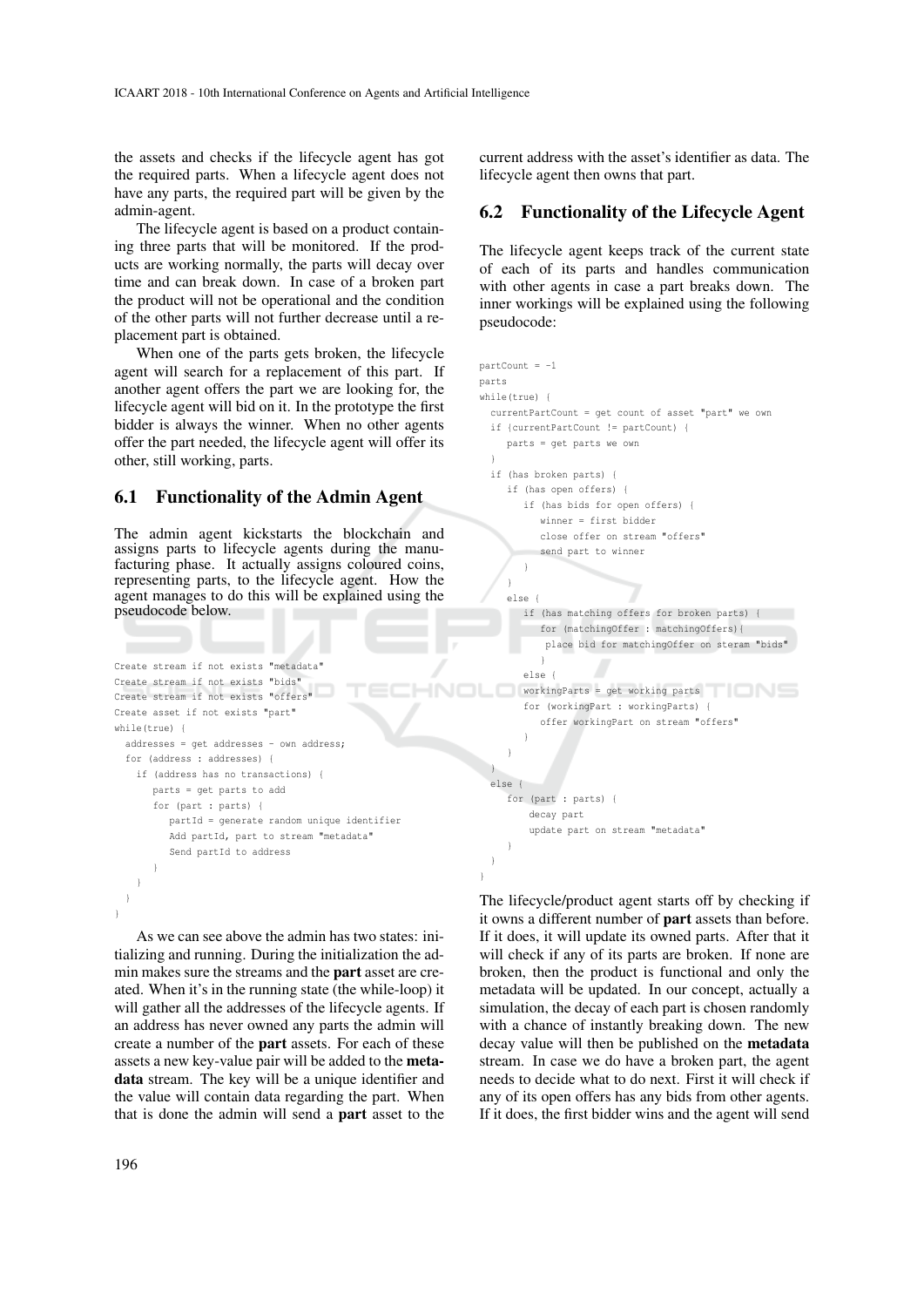the assets and checks if the lifecycle agent has got the required parts. When a lifecycle agent does not have any parts, the required part will be given by the admin-agent.

The lifecycle agent is based on a product containing three parts that will be monitored. If the products are working normally, the parts will decay over time and can break down. In case of a broken part the product will not be operational and the condition of the other parts will not further decrease until a replacement part is obtained.

When one of the parts gets broken, the lifecycle agent will search for a replacement of this part. If another agent offers the part we are looking for, the lifecycle agent will bid on it. In the prototype the first bidder is always the winner. When no other agents offer the part needed, the lifecycle agent will offer its other, still working, parts.

### 6.1 Functionality of the Admin Agent

The admin agent kickstarts the blockchain and assigns parts to lifecycle agents during the manufacturing phase. It actually assigns coloured coins, representing parts, to the lifecycle agent. How the agent manages to do this will be explained using the pseudocode below.

```
Create stream if not exists "metadata"
Create stream if not exists "bids"
Create stream if not exists "offers"
Create asset if not exists "part"
while(true) {
  addresses = get addresses - own address;
  for (address : addresses) {
    if (address has no transactions) {
       parts = get parts to add
       for (part : parts) {
          partId = generate random unique identifier
          Add partId, part to stream "metadata"
          Send partId to address
       }
    }
  }
}
```

As we can see above the admin has two states: initializing and running. During the initialization the admin makes sure the streams and the **part** asset are created. When it's in the running state (the while-loop) it will gather all the addresses of the lifecycle agents. If an address has never owned any parts the admin will create a number of the **part** assets. For each of these assets a new key-value pair will be added to the **metadata** stream. The key will be a unique identifier and the value will contain data regarding the part. When that is done the admin will send a **part** asset to the current address with the asset's identifier as data. The lifecycle agent then owns that part.

### 6.2 Functionality of the Lifecycle Agent

The lifecycle agent keeps track of the current state of each of its parts and handles communication with other agents in case a part breaks down. The inner workings will be explained using the following pseudocode:

```
partCount = -1
parts
while(true) {
  currentPartCount = get count of asset "part" we own
  if (currentPartCount != partCount) {
     parts = get parts we own
  }
  if (has broken parts) {
     if (has open offers) {
        if (has bids for open offers) {
           winner = first bidder
           close offer on stream "offers"
           send part to winner
        }
     }
     else {
        if (has matching offers for broken parts) {
           for (matchingOffer : matchingOffers){
            place bid for matchingOffer on steram "bids"
           }
        else {
        workingParts = get working parts
        for (workingPart : workingParts) {
           offer workingPart on stream "offers"
        }
     }
  }
  else {
     for (part : parts) {
        decay part
        update part on stream "metadata"
     }
  }
}
```

The lifecycle/product agent starts off by checking if it owns a different number of **part** assets than before. If it does, it will update its owned parts. After that it will check if any of its parts are broken. If none are broken, then the product is functional and only the metadata will be updated. In our concept, actually a simulation, the decay of each part is chosen randomly with a chance of instantly breaking down. The new decay value will then be published on the **metadata** stream. In case we do have a broken part, the agent needs to decide what to do next. First it will check if any of its open offers has any bids from other agents. If it does, the first bidder wins and the agent will send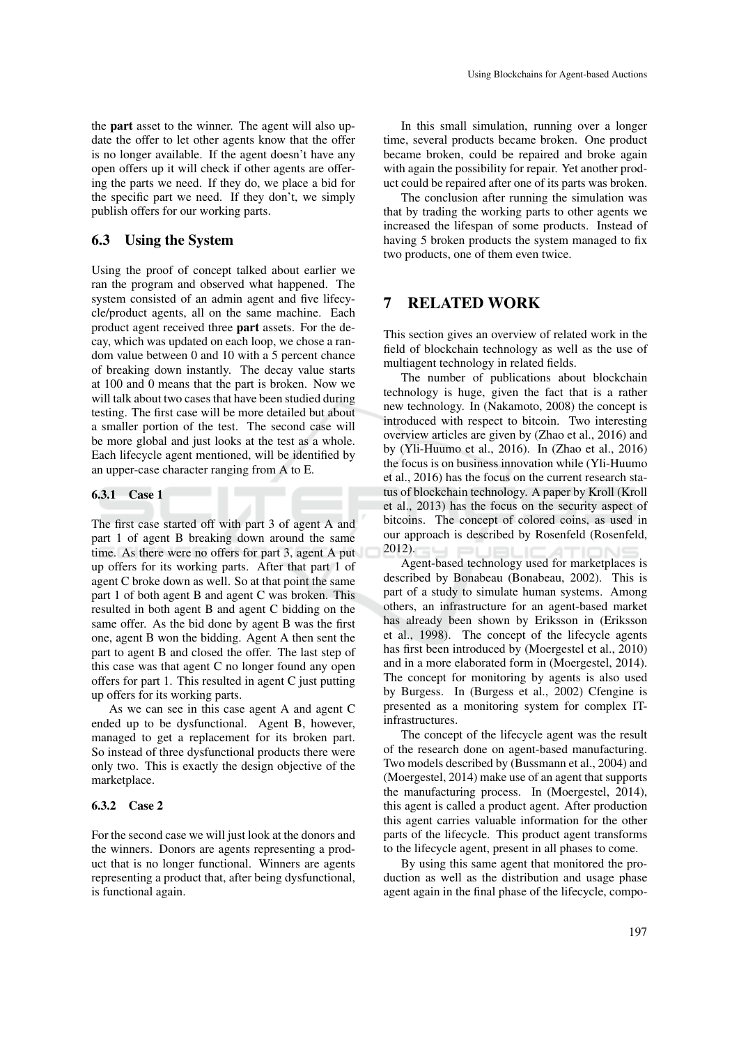the **part** asset to the winner. The agent will also update the offer to let other agents know that the offer is no longer available. If the agent doesn't have any open offers up it will check if other agents are offering the parts we need. If they do, we place a bid for the specific part we need. If they don't, we simply publish offers for our working parts.

### 6.3 Using the System

Using the proof of concept talked about earlier we ran the program and observed what happened. The system consisted of an admin agent and five lifecycle/product agents, all on the same machine. Each product agent received three **part** assets. For the decay, which was updated on each loop, we chose a random value between 0 and 10 with a 5 percent chance of breaking down instantly. The decay value starts at 100 and 0 means that the part is broken. Now we will talk about two cases that have been studied during testing. The first case will be more detailed but about a smaller portion of the test. The second case will be more global and just looks at the test as a whole. Each lifecycle agent mentioned, will be identified by an upper-case character ranging from A to E.

#### 6.3.1 Case 1

The first case started off with part 3 of agent A and part 1 of agent B breaking down around the same time. As there were no offers for part 3, agent A put up offers for its working parts. After that part 1 of agent C broke down as well. So at that point the same part 1 of both agent B and agent C was broken. This resulted in both agent B and agent C bidding on the same offer. As the bid done by agent B was the first one, agent B won the bidding. Agent A then sent the part to agent B and closed the offer. The last step of this case was that agent C no longer found any open offers for part 1. This resulted in agent C just putting up offers for its working parts.

As we can see in this case agent A and agent C ended up to be dysfunctional. Agent B, however, managed to get a replacement for its broken part. So instead of three dysfunctional products there were only two. This is exactly the design objective of the marketplace.

#### 6.3.2 Case 2

For the second case we will just look at the donors and the winners. Donors are agents representing a product that is no longer functional. Winners are agents representing a product that, after being dysfunctional, is functional again.

In this small simulation, running over a longer time, several products became broken. One product became broken, could be repaired and broke again with again the possibility for repair. Yet another product could be repaired after one of its parts was broken.

The conclusion after running the simulation was that by trading the working parts to other agents we increased the lifespan of some products. Instead of having 5 broken products the system managed to fix two products, one of them even twice.

## 7 RELATED WORK

This section gives an overview of related work in the field of blockchain technology as well as the use of multiagent technology in related fields.

The number of publications about blockchain technology is huge, given the fact that is a rather new technology. In (Nakamoto, 2008) the concept is introduced with respect to bitcoin. Two interesting overview articles are given by (Zhao et al., 2016) and by (Yli-Huumo et al., 2016). In (Zhao et al., 2016) the focus is on business innovation while (Yli-Huumo et al., 2016) has the focus on the current research status of blockchain technology. A paper by Kroll (Kroll et al., 2013) has the focus on the security aspect of bitcoins. The concept of colored coins, as used in our approach is described by Rosenfeld (Rosenfeld, 2012).

Agent-based technology used for marketplaces is described by Bonabeau (Bonabeau, 2002). This is part of a study to simulate human systems. Among others, an infrastructure for an agent-based market has already been shown by Eriksson in (Eriksson et al., 1998). The concept of the lifecycle agents has first been introduced by (Moergestel et al., 2010) and in a more elaborated form in (Moergestel, 2014). The concept for monitoring by agents is also used by Burgess. In (Burgess et al., 2002) Cfengine is presented as a monitoring system for complex IT-infrastructures.

The concept of the lifecycle agent was the result of the research done on agent-based manufacturing. Two models described by (Bussmann et al., 2004) and (Moergestel, 2014) make use of an agent that supports the manufacturing process. In (Moergestel, 2014), this agent is called a product agent. After production this agent carries valuable information for the other parts of the lifecycle. This product agent transforms to the lifecycle agent, present in all phases to come.

By using this same agent that monitored the production as well as the distribution and usage phase agent again in the final phase of the lifecycle, compo-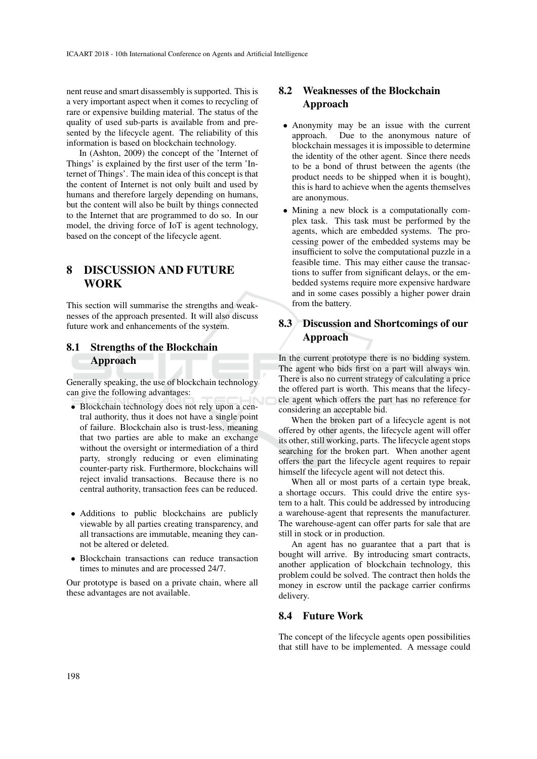nent reuse and smart disassembly is supported. This is a very important aspect when it comes to recycling of rare or expensive building material. The status of the quality of used sub-parts is available from and presented by the lifecycle agent. The reliability of this information is based on blockchain technology.

In (Ashton, 2009) the concept of the 'Internet of Things' is explained by the first user of the term 'Internet of Things'. The main idea of this concept is that the content of Internet is not only built and used by humans and therefore largely depending on humans, but the content will also be built by things connected to the Internet that are programmed to do so. In our model, the driving force of IoT is agent technology, based on the concept of the lifecycle agent.

# 8 DISCUSSION AND FUTURE WORK

This section will summarise the strengths and weaknesses of the approach presented. It will also discuss future work and enhancements of the system.

## 8.1 Strengths of the Blockchain Approach

Generally speaking, the use of blockchain technology can give the following advantages:

- Blockchain technology does not rely upon a central authority, thus it does not have a single point of failure. Blockchain also is trust-less, meaning that two parties are able to make an exchange without the oversight or intermediation of a third party, strongly reducing or even eliminating counter-party risk. Furthermore, blockchains will reject invalid transactions. Because there is no central authority, transaction fees can be reduced.

- Additions to public blockchains are publicly viewable by all parties creating transparency, and all transactions are immutable, meaning they cannot be altered or deleted.
- Blockchain transactions can reduce transaction times to minutes and are processed 24/7.

Our prototype is based on a private chain, where all these advantages are not available.

## 8.2 Weaknesses of the Blockchain Approach

- Anonymity may be an issue with the current approach. Due to the anonymous nature of blockchain messages it is impossible to determine the identity of the other agent. Since there needs to be a bond of thrust between the agents (the product needs to be shipped when it is bought), this is hard to achieve when the agents themselves are anonymous.
- Mining a new block is a computationally complex task. This task must be performed by the agents, which are embedded systems. The processing power of the embedded systems may be insufficient to solve the computational puzzle in a feasible time. This may either cause the transactions to suffer from significant delays, or the embedded systems require more expensive hardware and in some cases possibly a higher power drain from the battery.

## 8.3 Discussion and Shortcomings of our Approach

In the current prototype there is no bidding system. The agent who bids first on a part will always win. There is also no current strategy of calculating a price the offered part is worth. This means that the lifecycle agent which offers the part has no reference for considering an acceptable bid.

When the broken part of a lifecycle agent is not offered by other agents, the lifecycle agent will offer its other, still working, parts. The lifecycle agent stops searching for the broken part. When another agent offers the part the lifecycle agent requires to repair himself the lifecycle agent will not detect this.

When all or most parts of a certain type break, a shortage occurs. This could drive the entire system to a halt. This could be addressed by introducing a warehouse-agent that represents the manufacturer. The warehouse-agent can offer parts for sale that are still in stock or in production.

An agent has no guarantee that a part that is bought will arrive. By introducing smart contracts, another application of blockchain technology, this problem could be solved. The contract then holds the money in escrow until the package carrier confirms delivery.

## 8.4 Future Work

The concept of the lifecycle agents open possibilities that still have to be implemented. A message could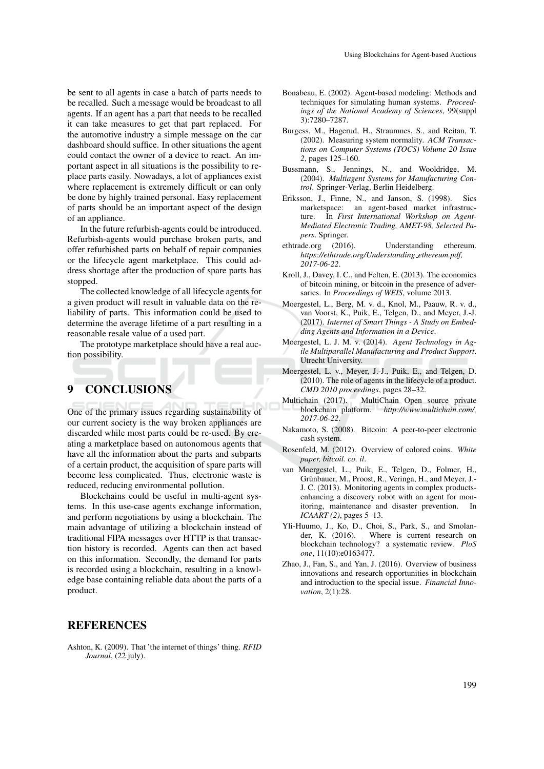be sent to all agents in case a batch of parts needs to be recalled. Such a message would be broadcast to all agents. If an agent has a part that needs to be recalled it can take measures to get that part replaced. For the automotive industry a simple message on the car dashboard should suffice. In other situations the agent could contact the owner of a device to react. An important aspect in all situations is the possibility to replace parts easily. Nowadays, a lot of appliances exist where replacement is extremely difficult or can only be done by highly trained personal. Easy replacement of parts should be an important aspect of the design of an appliance.

In the future refurbish-agents could be introduced. Refurbish-agents would purchase broken parts, and offer refurbished parts on behalf of repair companies or the lifecycle agent marketplace. This could address shortage after the production of spare parts has stopped.

The collected knowledge of all lifecycle agents for a given product will result in valuable data on the reliability of parts. This information could be used to determine the average lifetime of a part resulting in a reasonable resale value of a used part.

The prototype marketplace should have a real auction possibility.

## 9 CONCLUSIONS

One of the primary issues regarding sustainability of our current society is the way broken appliances are discarded while most parts could be re-used. By creating a marketplace based on autonomous agents that have all the information about the parts and subparts of a certain product, the acquisition of spare parts will become less complicated. Thus, electronic waste is reduced, reducing environmental pollution.

Blockchains could be useful in multi-agent systems. In this use-case agents exchange information, and perform negotiations by using a blockchain. The main advantage of utilizing a blockchain instead of traditional FIPA messages over HTTP is that transaction history is recorded. Agents can then act based on this information. Secondly, the demand for parts is recorded using a blockchain, resulting in a knowledge base containing reliable data about the parts of a product.

## REFERENCES

Ashton, K. (2009). That 'the internet of things' thing. *RFID Journal*, (22 july).

Bonabeau, E. (2002). Agent-based modeling: Methods and techniques for simulating human systems. *Proceedings of the National Academy of Sciences*, 99(suppl 3):7280–7287.

Burgess, M., Hagerud, H., Straumnes, S., and Reitan, T. (2002). Measuring system normality. *ACM Transactions on Computer Systems (TOCS) Volume 20 Issue 2*, pages 125–160.

Bussmann, S., Jennings, N., and Wooldridge, M. (2004). *Multiagent Systems for Manufacturing Control*. Springer-Verlag, Berlin Heidelberg.

Eriksson, J., Finne, N., and Janson, S. (1998). Sics marketspace: an agent-based market infrastructure. In *First International Workshop on Agent-Mediated Electronic Trading, AMET-98, Selected Papers*. Springer.

ethtrade.org (2016). Understanding ethereum. *https://ethtrade.org/Understanding_ethereum.pdf, 2017-06-22*.

Kroll, J., Davey, I. C., and Felten, E. (2013). The economics of bitcoin mining, or bitcoin in the presence of adversaries. In *Proceedings of WEIS*, volume 2013.

Moergestel, L., Berg, M. v. d., Knol, M., Paauw, R. v. d., van Voorst, K., Puik, E., Telgen, D., and Meyer, J.-J. (2017). *Internet of Smart Things - A Study on Embedding Agents and Information in a Device*.

Moergestel, L. J. M. v. (2014). *Agent Technology in Agile Multiparallel Manufacturing and Product Support*. Utrecht University.

Moergestel, L. v., Meyer, J.-J., Puik, E., and Telgen, D. (2010). The role of agents in the lifecycle of a product. *CMD 2010 proceedings*, pages 28–32.

Multichain (2017). MultiChain Open source private blockchain platform. *http://www.multichain.com/, 2017-06-22*.

Nakamoto, S. (2008). Bitcoin: A peer-to-peer electronic cash system.

Rosenfeld, M. (2012). Overview of colored coins. *White paper, bitcoil. co. il*.

van Moergestel, L., Puik, E., Telgen, D., Folmer, H., Grünbauer, M., Proost, R., Veringa, H., and Meyer, J.-J. C. (2013). Monitoring agents in complex products-enhancing a discovery robot with an agent for monitoring, maintenance and disaster prevention. In *ICAART (2)*, pages 5–13.

Yli-Huumo, J., Ko, D., Choi, S., Park, S., and Smolander, K. (2016). Where is current research on blockchain technology? a systematic review. *PloS one*, 11(10):e0163477.

Zhao, J., Fan, S., and Yan, J. (2016). Overview of business innovations and research opportunities in blockchain and introduction to the special issue. *Financial Innovation*, 2(1):28.